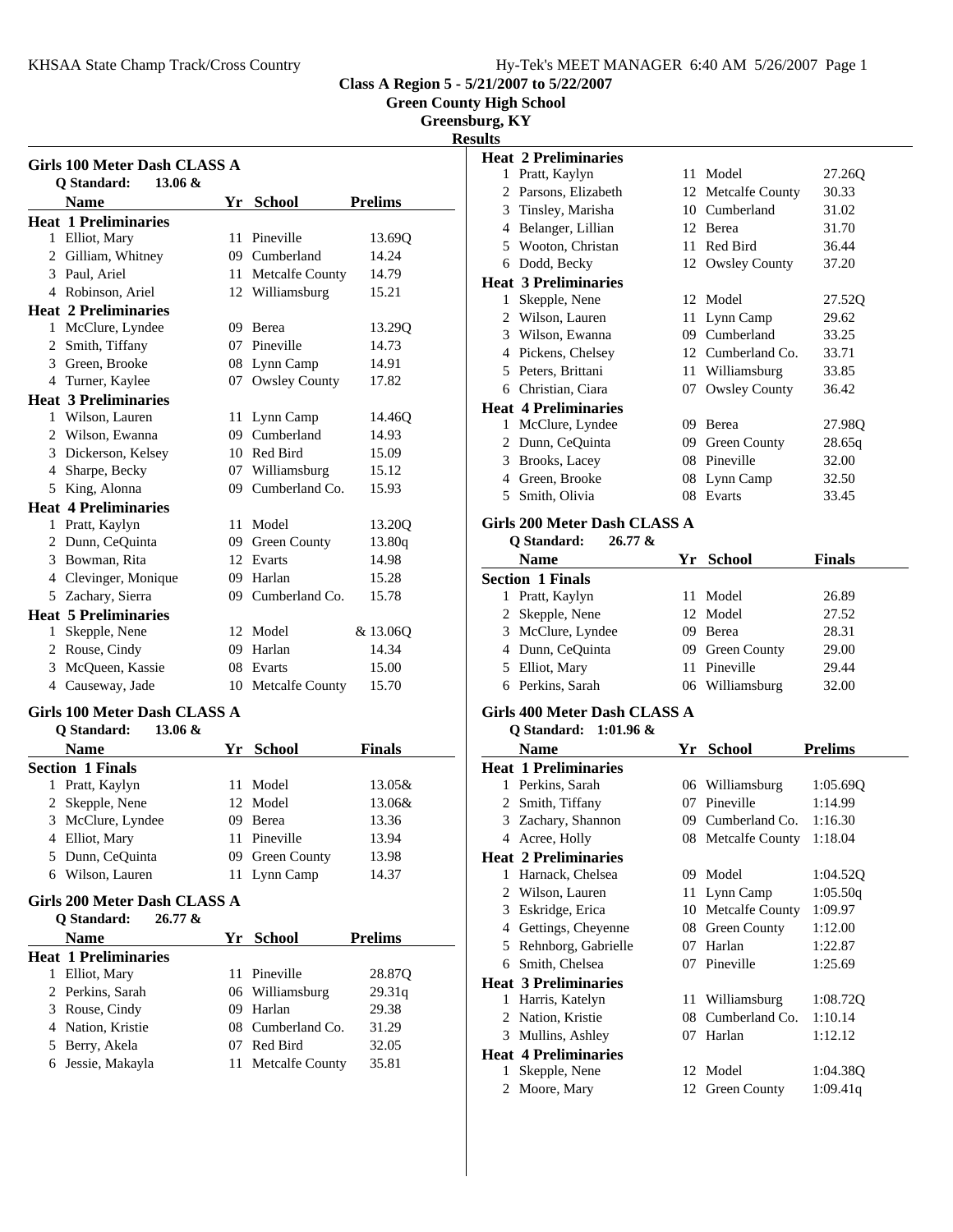**Class A Region 5 - 5/21/2007 to 5/22/2007**

**Green County High School**

**Greensburg, KY**

**Results**

## Girls 100 Meter Dash CLASS A

Q Standard: 13.06 &

| | Name | Yr | School | Prelims |
|---|---|---|---|---|
| **Heat 1 Preliminaries** | | | | |
| 1 | Elliot, Mary | 11 | Pineville | 13.69Q |
| 2 | Gilliam, Whitney | 09 | Cumberland | 14.24 |
| 3 | Paul, Ariel | 11 | Metcalfe County | 14.79 |
| 4 | Robinson, Ariel | 12 | Williamsburg | 15.21 |
| **Heat 2 Preliminaries** | | | | |
| 1 | McClure, Lyndee | 09 | Berea | 13.29Q |
| 2 | Smith, Tiffany | 07 | Pineville | 14.73 |
| 3 | Green, Brooke | 08 | Lynn Camp | 14.91 |
| 4 | Turner, Kaylee | 07 | Owsley County | 17.82 |
| **Heat 3 Preliminaries** | | | | |
| 1 | Wilson, Lauren | 11 | Lynn Camp | 14.46Q |
| 2 | Wilson, Ewanna | 09 | Cumberland | 14.93 |
| 3 | Dickerson, Kelsey | 10 | Red Bird | 15.09 |
| 4 | Sharpe, Becky | 07 | Williamsburg | 15.12 |
| 5 | King, Alonna | 09 | Cumberland Co. | 15.93 |
| **Heat 4 Preliminaries** | | | | |
| 1 | Pratt, Kaylyn | 11 | Model | 13.20Q |
| 2 | Dunn, CeQuinta | 09 | Green County | 13.80q |
| 3 | Bowman, Rita | 12 | Evarts | 14.98 |
| 4 | Clevinger, Monique | 09 | Harlan | 15.28 |
| 5 | Zachary, Sierra | 09 | Cumberland Co. | 15.78 |
| **Heat 5 Preliminaries** | | | | |
| 1 | Skepple, Nene | 12 | Model | & 13.06Q |
| 2 | Rouse, Cindy | 09 | Harlan | 14.34 |
| 3 | McQueen, Kassie | 08 | Evarts | 15.00 |
| 4 | Causeway, Jade | 10 | Metcalfe County | 15.70 |

## Girls 100 Meter Dash CLASS A

Q Standard: 13.06 &

| | Name | Yr | School | Finals |
|---|---|---|---|---|
| **Section 1 Finals** | | | | |
| 1 | Pratt, Kaylyn | 11 | Model | 13.05& |
| 2 | Skepple, Nene | 12 | Model | 13.06& |
| 3 | McClure, Lyndee | 09 | Berea | 13.36 |
| 4 | Elliot, Mary | 11 | Pineville | 13.94 |
| 5 | Dunn, CeQuinta | 09 | Green County | 13.98 |
| 6 | Wilson, Lauren | 11 | Lynn Camp | 14.37 |

## Girls 200 Meter Dash CLASS A

Q Standard: 26.77 &

| | Name | Yr | School | Prelims |
|---|---|---|---|---|
| **Heat 1 Preliminaries** | | | | |
| 1 | Elliot, Mary | 11 | Pineville | 28.87Q |
| 2 | Perkins, Sarah | 06 | Williamsburg | 29.31q |
| 3 | Rouse, Cindy | 09 | Harlan | 29.38 |
| 4 | Nation, Kristie | 08 | Cumberland Co. | 31.29 |
| 5 | Berry, Akela | 07 | Red Bird | 32.05 |
| 6 | Jessie, Makayla | 11 | Metcalfe County | 35.81 |
| **Heat 2 Preliminaries** | | | | |
| 1 | Pratt, Kaylyn | 11 | Model | 27.26Q |
| 2 | Parsons, Elizabeth | 12 | Metcalfe County | 30.33 |
| 3 | Tinsley, Marisha | 10 | Cumberland | 31.02 |
| 4 | Belanger, Lillian | 12 | Berea | 31.70 |
| 5 | Wooton, Christan | 11 | Red Bird | 36.44 |
| 6 | Dodd, Becky | 12 | Owsley County | 37.20 |
| **Heat 3 Preliminaries** | | | | |
| 1 | Skepple, Nene | 12 | Model | 27.52Q |
| 2 | Wilson, Lauren | 11 | Lynn Camp | 29.62 |
| 3 | Wilson, Ewanna | 09 | Cumberland | 33.25 |
| 4 | Pickens, Chelsey | 12 | Cumberland Co. | 33.71 |
| 5 | Peters, Brittani | 11 | Williamsburg | 33.85 |
| 6 | Christian, Ciara | 07 | Owsley County | 36.42 |
| **Heat 4 Preliminaries** | | | | |
| 1 | McClure, Lyndee | 09 | Berea | 27.98Q |
| 2 | Dunn, CeQuinta | 09 | Green County | 28.65q |
| 3 | Brooks, Lacey | 08 | Pineville | 32.00 |
| 4 | Green, Brooke | 08 | Lynn Camp | 32.50 |
| 5 | Smith, Olivia | 08 | Evarts | 33.45 |

## Girls 200 Meter Dash CLASS A

Q Standard: 26.77 &

| | Name | Yr | School | Finals |
|---|---|---|---|---|
| **Section 1 Finals** | | | | |
| 1 | Pratt, Kaylyn | 11 | Model | 26.89 |
| 2 | Skepple, Nene | 12 | Model | 27.52 |
| 3 | McClure, Lyndee | 09 | Berea | 28.31 |
| 4 | Dunn, CeQuinta | 09 | Green County | 29.00 |
| 5 | Elliot, Mary | 11 | Pineville | 29.44 |
| 6 | Perkins, Sarah | 06 | Williamsburg | 32.00 |

## Girls 400 Meter Dash CLASS A

Q Standard: 1:01.96 &

| | Name | Yr | School | Prelims |
|---|---|---|---|---|
| **Heat 1 Preliminaries** | | | | |
| 1 | Perkins, Sarah | 06 | Williamsburg | 1:05.69Q |
| 2 | Smith, Tiffany | 07 | Pineville | 1:14.99 |
| 3 | Zachary, Shannon | 09 | Cumberland Co. | 1:16.30 |
| 4 | Acree, Holly | 08 | Metcalfe County | 1:18.04 |
| **Heat 2 Preliminaries** | | | | |
| 1 | Harnack, Chelsea | 09 | Model | 1:04.52Q |
| 2 | Wilson, Lauren | 11 | Lynn Camp | 1:05.50q |
| 3 | Eskridge, Erica | 10 | Metcalfe County | 1:09.97 |
| 4 | Gettings, Cheyenne | 08 | Green County | 1:12.00 |
| 5 | Rehnborg, Gabrielle | 07 | Harlan | 1:22.87 |
| 6 | Smith, Chelsea | 07 | Pineville | 1:25.69 |
| **Heat 3 Preliminaries** | | | | |
| 1 | Harris, Katelyn | 11 | Williamsburg | 1:08.72Q |
| 2 | Nation, Kristie | 08 | Cumberland Co. | 1:10.14 |
| 3 | Mullins, Ashley | 07 | Harlan | 1:12.12 |
| **Heat 4 Preliminaries** | | | | |
| 1 | Skepple, Nene | 12 | Model | 1:04.38Q |
| 2 | Moore, Mary | 12 | Green County | 1:09.41q |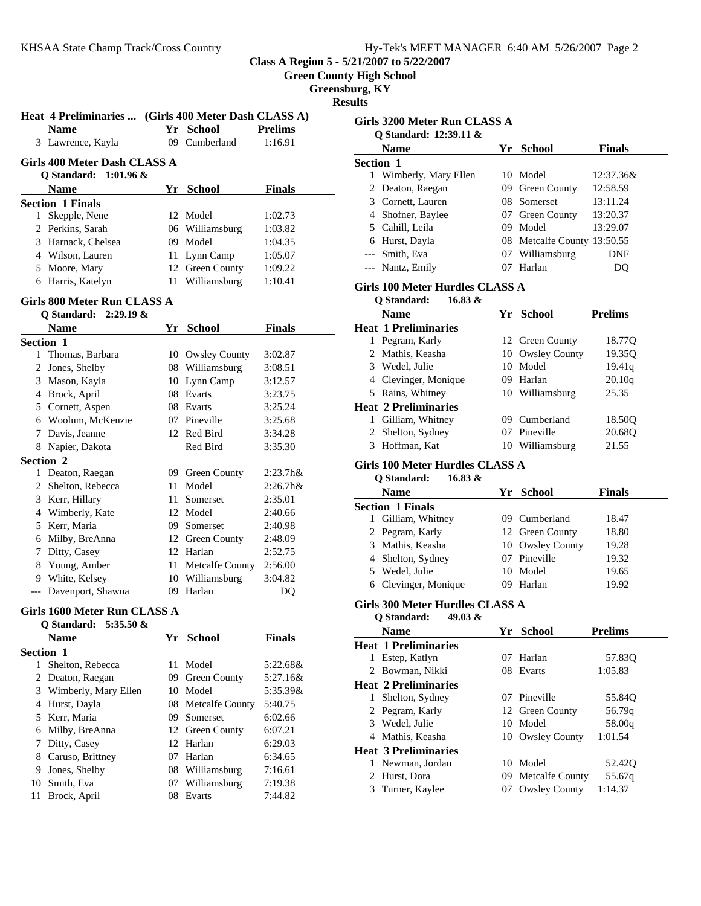**Class A Region 5 - 5/21/2007 to 5/22/2007**
**Green County High School**
**Greensburg, KY**
**Results**

### Heat 4 Preliminaries ... (Girls 400 Meter Dash CLASS A)

| | Name | Yr | School | Prelims |
|---|---|---|---|---|
| 3 | Lawrence, Kayla | 09 | Cumberland | 1:16.91 |

### Girls 400 Meter Dash CLASS A

Q Standard: 1:01.96 &

| | Name | Yr | School | Finals |
|---|---|---|---|---|
| **Section 1 Finals** | | | | |
| 1 | Skepple, Nene | 12 | Model | 1:02.73 |
| 2 | Perkins, Sarah | 06 | Williamsburg | 1:03.82 |
| 3 | Harnack, Chelsea | 09 | Model | 1:04.35 |
| 4 | Wilson, Lauren | 11 | Lynn Camp | 1:05.07 |
| 5 | Moore, Mary | 12 | Green County | 1:09.22 |
| 6 | Harris, Katelyn | 11 | Williamsburg | 1:10.41 |

### Girls 800 Meter Run CLASS A

Q Standard: 2:29.19 &

| | Name | Yr | School | Finals |
|---|---|---|---|---|
| **Section 1** | | | | |
| 1 | Thomas, Barbara | 10 | Owsley County | 3:02.87 |
| 2 | Jones, Shelby | 08 | Williamsburg | 3:08.51 |
| 3 | Mason, Kayla | 10 | Lynn Camp | 3:12.57 |
| 4 | Brock, April | 08 | Evarts | 3:23.75 |
| 5 | Cornett, Aspen | 08 | Evarts | 3:25.24 |
| 6 | Woolum, McKenzie | 07 | Pineville | 3:25.68 |
| 7 | Davis, Jeanne | 12 | Red Bird | 3:34.28 |
| 8 | Napier, Dakota | | Red Bird | 3:35.30 |
| **Section 2** | | | | |
| 1 | Deaton, Raegan | 09 | Green County | 2:23.7h& |
| 2 | Shelton, Rebecca | 11 | Model | 2:26.7h& |
| 3 | Kerr, Hillary | 11 | Somerset | 2:35.01 |
| 4 | Wimberly, Kate | 12 | Model | 2:40.66 |
| 5 | Kerr, Maria | 09 | Somerset | 2:40.98 |
| 6 | Milby, BreAnna | 12 | Green County | 2:48.09 |
| 7 | Ditty, Casey | 12 | Harlan | 2:52.75 |
| 8 | Young, Amber | 11 | Metcalfe County | 2:56.00 |
| 9 | White, Kelsey | 10 | Williamsburg | 3:04.82 |
| --- | Davenport, Shawna | 09 | Harlan | DQ |

### Girls 1600 Meter Run CLASS A

Q Standard: 5:35.50 &

| | Name | Yr | School | Finals |
|---|---|---|---|---|
| **Section 1** | | | | |
| 1 | Shelton, Rebecca | 11 | Model | 5:22.68& |
| 2 | Deaton, Raegan | 09 | Green County | 5:27.16& |
| 3 | Wimberly, Mary Ellen | 10 | Model | 5:35.39& |
| 4 | Hurst, Dayla | 08 | Metcalfe County | 5:40.75 |
| 5 | Kerr, Maria | 09 | Somerset | 6:02.66 |
| 6 | Milby, BreAnna | 12 | Green County | 6:07.21 |
| 7 | Ditty, Casey | 12 | Harlan | 6:29.03 |
| 8 | Caruso, Brittney | 07 | Harlan | 6:34.65 |
| 9 | Jones, Shelby | 08 | Williamsburg | 7:16.61 |
| 10 | Smith, Eva | 07 | Williamsburg | 7:19.38 |
| 11 | Brock, April | 08 | Evarts | 7:44.82 |

### Girls 3200 Meter Run CLASS A

Q Standard: 12:39.11 &

| | Name | Yr | School | Finals |
|---|---|---|---|---|
| **Section 1** | | | | |
| 1 | Wimberly, Mary Ellen | 10 | Model | 12:37.36& |
| 2 | Deaton, Raegan | 09 | Green County | 12:58.59 |
| 3 | Cornett, Lauren | 08 | Somerset | 13:11.24 |
| 4 | Shofner, Baylee | 07 | Green County | 13:20.37 |
| 5 | Cahill, Leila | 09 | Model | 13:29.07 |
| 6 | Hurst, Dayla | 08 | Metcalfe County | 13:50.55 |
| --- | Smith, Eva | 07 | Williamsburg | DNF |
| --- | Nantz, Emily | 07 | Harlan | DQ |

### Girls 100 Meter Hurdles CLASS A

Q Standard: 16.83 &

| | Name | Yr | School | Prelims |
|---|---|---|---|---|
| **Heat 1 Preliminaries** | | | | |
| 1 | Pegram, Karly | 12 | Green County | 18.77Q |
| 2 | Mathis, Keasha | 10 | Owsley County | 19.35Q |
| 3 | Wedel, Julie | 10 | Model | 19.41q |
| 4 | Clevinger, Monique | 09 | Harlan | 20.10q |
| 5 | Rains, Whitney | 10 | Williamsburg | 25.35 |
| **Heat 2 Preliminaries** | | | | |
| 1 | Gilliam, Whitney | 09 | Cumberland | 18.50Q |
| 2 | Shelton, Sydney | 07 | Pineville | 20.68Q |
| 3 | Hoffman, Kat | 10 | Williamsburg | 21.55 |

### Girls 100 Meter Hurdles CLASS A

Q Standard: 16.83 &

| | Name | Yr | School | Finals |
|---|---|---|---|---|
| **Section 1 Finals** | | | | |
| 1 | Gilliam, Whitney | 09 | Cumberland | 18.47 |
| 2 | Pegram, Karly | 12 | Green County | 18.80 |
| 3 | Mathis, Keasha | 10 | Owsley County | 19.28 |
| 4 | Shelton, Sydney | 07 | Pineville | 19.32 |
| 5 | Wedel, Julie | 10 | Model | 19.65 |
| 6 | Clevinger, Monique | 09 | Harlan | 19.92 |

### Girls 300 Meter Hurdles CLASS A

Q Standard: 49.03 &

| | Name | Yr | School | Prelims |
|---|---|---|---|---|
| **Heat 1 Preliminaries** | | | | |
| 1 | Estep, Katlyn | 07 | Harlan | 57.83Q |
| 2 | Bowman, Nikki | 08 | Evarts | 1:05.83 |
| **Heat 2 Preliminaries** | | | | |
| 1 | Shelton, Sydney | 07 | Pineville | 55.84Q |
| 2 | Pegram, Karly | 12 | Green County | 56.79q |
| 3 | Wedel, Julie | 10 | Model | 58.00q |
| 4 | Mathis, Keasha | 10 | Owsley County | 1:01.54 |
| **Heat 3 Preliminaries** | | | | |
| 1 | Newman, Jordan | 10 | Model | 52.42Q |
| 2 | Hurst, Dora | 09 | Metcalfe County | 55.67q |
| 3 | Turner, Kaylee | 07 | Owsley County | 1:14.37 |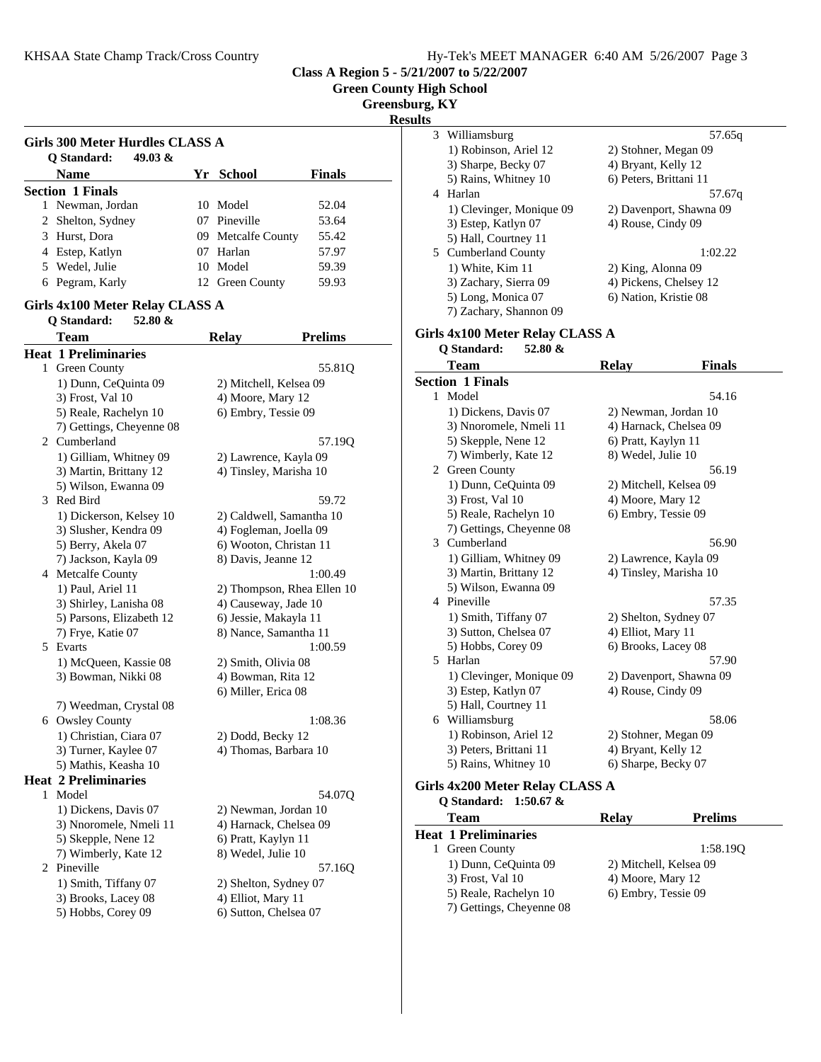Class A Region 5 - 5/21/2007 to 5/22/2007
Green County High School
Greensburg, KY
Results

## Girls 300 Meter Hurdles CLASS A

Q Standard: 49.03 &

| | Name | Yr | School | Finals |
|---|---|---|---|---|
| **Section 1 Finals** | | | | |
| 1 | Newman, Jordan | 10 | Model | 52.04 |
| 2 | Shelton, Sydney | 07 | Pineville | 53.64 |
| 3 | Hurst, Dora | 09 | Metcalfe County | 55.42 |
| 4 | Estep, Katlyn | 07 | Harlan | 57.97 |
| 5 | Wedel, Julie | 10 | Model | 59.39 |
| 6 | Pegram, Karly | 12 | Green County | 59.93 |

## Girls 4x100 Meter Relay CLASS A

Q Standard: 52.80 &

| | Team | Relay | Prelims |
|---|---|---|---|
| **Heat 1 Preliminaries** | | | |
| 1 | Green County | | 55.81Q |
| | 1) Dunn, CeQuinta 09 | 2) Mitchell, Kelsea 09 | |
| | 3) Frost, Val 10 | 4) Moore, Mary 12 | |
| | 5) Reale, Rachelyn 10 | 6) Embry, Tessie 09 | |
| | 7) Gettings, Cheyenne 08 | | |
| 2 | Cumberland | | 57.19Q |
| | 1) Gilliam, Whitney 09 | 2) Lawrence, Kayla 09 | |
| | 3) Martin, Brittany 12 | 4) Tinsley, Marisha 10 | |
| | 5) Wilson, Ewanna 09 | | |
| 3 | Red Bird | | 59.72 |
| | 1) Dickerson, Kelsey 10 | 2) Caldwell, Samantha 10 | |
| | 3) Slusher, Kendra 09 | 4) Fogleman, Joella 09 | |
| | 5) Berry, Akela 07 | 6) Wooton, Christan 11 | |
| | 7) Jackson, Kayla 09 | 8) Davis, Jeanne 12 | |
| 4 | Metcalfe County | | 1:00.49 |
| | 1) Paul, Ariel 11 | 2) Thompson, Rhea Ellen 10 | |
| | 3) Shirley, Lanisha 08 | 4) Causeway, Jade 10 | |
| | 5) Parsons, Elizabeth 12 | 6) Jessie, Makayla 11 | |
| | 7) Frye, Katie 07 | 8) Nance, Samantha 11 | |
| 5 | Evarts | | 1:00.59 |
| | 1) McQueen, Kassie 08 | 2) Smith, Olivia 08 | |
| | 3) Bowman, Nikki 08 | 4) Bowman, Rita 12 | |
| | | 6) Miller, Erica 08 | |
| | 7) Weedman, Crystal 08 | | |
| 6 | Owsley County | | 1:08.36 |
| | 1) Christian, Ciara 07 | 2) Dodd, Becky 12 | |
| | 3) Turner, Kaylee 07 | 4) Thomas, Barbara 10 | |
| | 5) Mathis, Keasha 10 | | |
| **Heat 2 Preliminaries** | | | |
| 1 | Model | | 54.07Q |
| | 1) Dickens, Davis 07 | 2) Newman, Jordan 10 | |
| | 3) Nnoromele, Nmeli 11 | 4) Harnack, Chelsea 09 | |
| | 5) Skepple, Nene 12 | 6) Pratt, Kaylyn 11 | |
| | 7) Wimberly, Kate 12 | 8) Wedel, Julie 10 | |
| 2 | Pineville | | 57.16Q |
| | 1) Smith, Tiffany 07 | 2) Shelton, Sydney 07 | |
| | 3) Brooks, Lacey 08 | 4) Elliot, Mary 11 | |
| | 5) Hobbs, Corey 09 | 6) Sutton, Chelsea 07 | |
| 3 | Williamsburg | | 57.65q |
| | 1) Robinson, Ariel 12 | 2) Stohner, Megan 09 | |
| | 3) Sharpe, Becky 07 | 4) Bryant, Kelly 12 | |
| | 5) Rains, Whitney 10 | 6) Peters, Brittani 11 | |
| 4 | Harlan | | 57.67q |
| | 1) Clevinger, Monique 09 | 2) Davenport, Shawna 09 | |
| | 3) Estep, Katlyn 07 | 4) Rouse, Cindy 09 | |
| | 5) Hall, Courtney 11 | | |
| 5 | Cumberland County | | 1:02.22 |
| | 1) White, Kim 11 | 2) King, Alonna 09 | |
| | 3) Zachary, Sierra 09 | 4) Pickens, Chelsey 12 | |
| | 5) Long, Monica 07 | 6) Nation, Kristie 08 | |
| | 7) Zachary, Shannon 09 | | |

## Girls 4x100 Meter Relay CLASS A

Q Standard: 52.80 &

| | Team | Relay | Finals |
|---|---|---|---|
| **Section 1 Finals** | | | |
| 1 | Model | | 54.16 |
| | 1) Dickens, Davis 07 | 2) Newman, Jordan 10 | |
| | 3) Nnoromele, Nmeli 11 | 4) Harnack, Chelsea 09 | |
| | 5) Skepple, Nene 12 | 6) Pratt, Kaylyn 11 | |
| | 7) Wimberly, Kate 12 | 8) Wedel, Julie 10 | |
| 2 | Green County | | 56.19 |
| | 1) Dunn, CeQuinta 09 | 2) Mitchell, Kelsea 09 | |
| | 3) Frost, Val 10 | 4) Moore, Mary 12 | |
| | 5) Reale, Rachelyn 10 | 6) Embry, Tessie 09 | |
| | 7) Gettings, Cheyenne 08 | | |
| 3 | Cumberland | | 56.90 |
| | 1) Gilliam, Whitney 09 | 2) Lawrence, Kayla 09 | |
| | 3) Martin, Brittany 12 | 4) Tinsley, Marisha 10 | |
| | 5) Wilson, Ewanna 09 | | |
| 4 | Pineville | | 57.35 |
| | 1) Smith, Tiffany 07 | 2) Shelton, Sydney 07 | |
| | 3) Sutton, Chelsea 07 | 4) Elliot, Mary 11 | |
| | 5) Hobbs, Corey 09 | 6) Brooks, Lacey 08 | |
| 5 | Harlan | | 57.90 |
| | 1) Clevinger, Monique 09 | 2) Davenport, Shawna 09 | |
| | 3) Estep, Katlyn 07 | 4) Rouse, Cindy 09 | |
| | 5) Hall, Courtney 11 | | |
| 6 | Williamsburg | | 58.06 |
| | 1) Robinson, Ariel 12 | 2) Stohner, Megan 09 | |
| | 3) Peters, Brittani 11 | 4) Bryant, Kelly 12 | |
| | 5) Rains, Whitney 10 | 6) Sharpe, Becky 07 | |

## Girls 4x200 Meter Relay CLASS A

Q Standard: 1:50.67 &

| | Team | Relay | Prelims |
|---|---|---|---|
| **Heat 1 Preliminaries** | | | |
| 1 | Green County | | 1:58.19Q |
| | 1) Dunn, CeQuinta 09 | 2) Mitchell, Kelsea 09 | |
| | 3) Frost, Val 10 | 4) Moore, Mary 12 | |
| | 5) Reale, Rachelyn 10 | 6) Embry, Tessie 09 | |
| | 7) Gettings, Cheyenne 08 | | |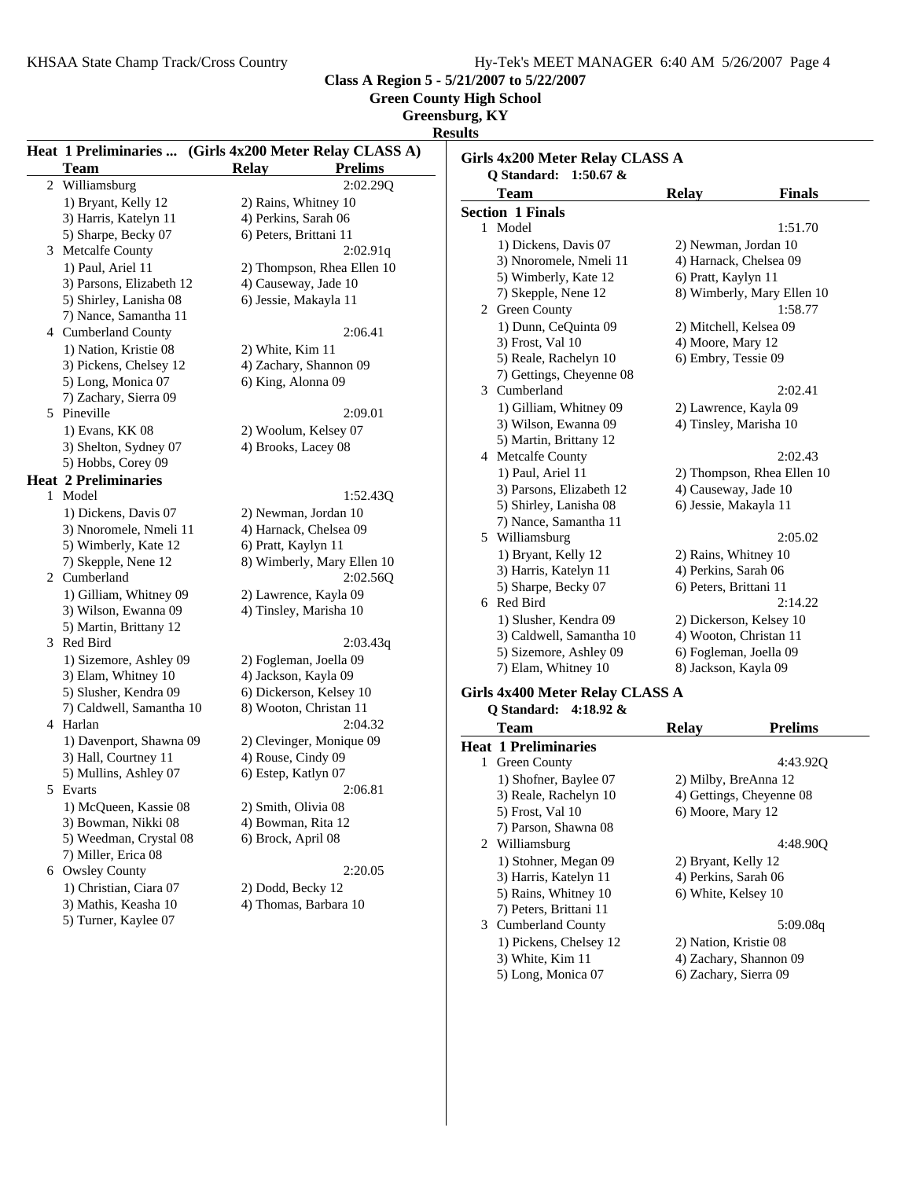**Class A Region 5 - 5/21/2007 to 5/22/2007**
**Green County High School**
**Greensburg, KY**
**Results**

### Heat 1 Preliminaries ... (Girls 4x200 Meter Relay CLASS A)

| | Team | Relay | Prelims |
|---|---|---|---|
| 2 | Williamsburg | | 2:02.29Q |
| | 1) Bryant, Kelly 12 | 2) Rains, Whitney 10 | |
| | 3) Harris, Katelyn 11 | 4) Perkins, Sarah 06 | |
| | 5) Sharpe, Becky 07 | 6) Peters, Brittani 11 | |
| 3 | Metcalfe County | | 2:02.91q |
| | 1) Paul, Ariel 11 | 2) Thompson, Rhea Ellen 10 | |
| | 3) Parsons, Elizabeth 12 | 4) Causeway, Jade 10 | |
| | 5) Shirley, Lanisha 08 | 6) Jessie, Makayla 11 | |
| | 7) Nance, Samantha 11 | | |
| 4 | Cumberland County | | 2:06.41 |
| | 1) Nation, Kristie 08 | 2) White, Kim 11 | |
| | 3) Pickens, Chelsey 12 | 4) Zachary, Shannon 09 | |
| | 5) Long, Monica 07 | 6) King, Alonna 09 | |
| | 7) Zachary, Sierra 09 | | |
| 5 | Pineville | | 2:09.01 |
| | 1) Evans, KK 08 | 2) Woolum, Kelsey 07 | |
| | 3) Shelton, Sydney 07 | 4) Brooks, Lacey 08 | |
| | 5) Hobbs, Corey 09 | | |

### Heat 2 Preliminaries

| | Team | Relay | Prelims |
|---|---|---|---|
| 1 | Model | | 1:52.43Q |
| | 1) Dickens, Davis 07 | 2) Newman, Jordan 10 | |
| | 3) Nnoromele, Nmeli 11 | 4) Harnack, Chelsea 09 | |
| | 5) Wimberly, Kate 12 | 6) Pratt, Kaylyn 11 | |
| | 7) Skepple, Nene 12 | 8) Wimberly, Mary Ellen 10 | |
| 2 | Cumberland | | 2:02.56Q |
| | 1) Gilliam, Whitney 09 | 2) Lawrence, Kayla 09 | |
| | 3) Wilson, Ewanna 09 | 4) Tinsley, Marisha 10 | |
| | 5) Martin, Brittany 12 | | |
| 3 | Red Bird | | 2:03.43q |
| | 1) Sizemore, Ashley 09 | 2) Fogleman, Joella 09 | |
| | 3) Elam, Whitney 10 | 4) Jackson, Kayla 09 | |
| | 5) Slusher, Kendra 09 | 6) Dickerson, Kelsey 10 | |
| | 7) Caldwell, Samantha 10 | 8) Wooton, Christan 11 | |
| 4 | Harlan | | 2:04.32 |
| | 1) Davenport, Shawna 09 | 2) Clevinger, Monique 09 | |
| | 3) Hall, Courtney 11 | 4) Rouse, Cindy 09 | |
| | 5) Mullins, Ashley 07 | 6) Estep, Katlyn 07 | |
| 5 | Evarts | | 2:06.81 |
| | 1) McQueen, Kassie 08 | 2) Smith, Olivia 08 | |
| | 3) Bowman, Nikki 08 | 4) Bowman, Rita 12 | |
| | 5) Weedman, Crystal 08 | 6) Brock, April 08 | |
| | 7) Miller, Erica 08 | | |
| 6 | Owsley County | | 2:20.05 |
| | 1) Christian, Ciara 07 | 2) Dodd, Becky 12 | |
| | 3) Mathis, Keasha 10 | 4) Thomas, Barbara 10 | |
| | 5) Turner, Kaylee 07 | | |

## Girls 4x200 Meter Relay CLASS A

**Q Standard: 1:50.67 &**

### Section 1 Finals

| | Team | Relay | Finals |
|---|---|---|---|
| 1 | Model | | 1:51.70 |
| | 1) Dickens, Davis 07 | 2) Newman, Jordan 10 | |
| | 3) Nnoromele, Nmeli 11 | 4) Harnack, Chelsea 09 | |
| | 5) Wimberly, Kate 12 | 6) Pratt, Kaylyn 11 | |
| | 7) Skepple, Nene 12 | 8) Wimberly, Mary Ellen 10 | |
| 2 | Green County | | 1:58.77 |
| | 1) Dunn, CeQuinta 09 | 2) Mitchell, Kelsea 09 | |
| | 3) Frost, Val 10 | 4) Moore, Mary 12 | |
| | 5) Reale, Rachelyn 10 | 6) Embry, Tessie 09 | |
| | 7) Gettings, Cheyenne 08 | | |
| 3 | Cumberland | | 2:02.41 |
| | 1) Gilliam, Whitney 09 | 2) Lawrence, Kayla 09 | |
| | 3) Wilson, Ewanna 09 | 4) Tinsley, Marisha 10 | |
| | 5) Martin, Brittany 12 | | |
| 4 | Metcalfe County | | 2:02.43 |
| | 1) Paul, Ariel 11 | 2) Thompson, Rhea Ellen 10 | |
| | 3) Parsons, Elizabeth 12 | 4) Causeway, Jade 10 | |
| | 5) Shirley, Lanisha 08 | 6) Jessie, Makayla 11 | |
| | 7) Nance, Samantha 11 | | |
| 5 | Williamsburg | | 2:05.02 |
| | 1) Bryant, Kelly 12 | 2) Rains, Whitney 10 | |
| | 3) Harris, Katelyn 11 | 4) Perkins, Sarah 06 | |
| | 5) Sharpe, Becky 07 | 6) Peters, Brittani 11 | |
| 6 | Red Bird | | 2:14.22 |
| | 1) Slusher, Kendra 09 | 2) Dickerson, Kelsey 10 | |
| | 3) Caldwell, Samantha 10 | 4) Wooton, Christan 11 | |
| | 5) Sizemore, Ashley 09 | 6) Fogleman, Joella 09 | |
| | 7) Elam, Whitney 10 | 8) Jackson, Kayla 09 | |

## Girls 4x400 Meter Relay CLASS A

**Q Standard: 4:18.92 &**

### Heat 1 Preliminaries

| | Team | Relay | Prelims |
|---|---|---|---|
| 1 | Green County | | 4:43.92Q |
| | 1) Shofner, Baylee 07 | 2) Milby, BreAnna 12 | |
| | 3) Reale, Rachelyn 10 | 4) Gettings, Cheyenne 08 | |
| | 5) Frost, Val 10 | 6) Moore, Mary 12 | |
| | 7) Parson, Shawna 08 | | |
| 2 | Williamsburg | | 4:48.90Q |
| | 1) Stohner, Megan 09 | 2) Bryant, Kelly 12 | |
| | 3) Harris, Katelyn 11 | 4) Perkins, Sarah 06 | |
| | 5) Rains, Whitney 10 | 6) White, Kelsey 10 | |
| | 7) Peters, Brittani 11 | | |
| 3 | Cumberland County | | 5:09.08q |
| | 1) Pickens, Chelsey 12 | 2) Nation, Kristie 08 | |
| | 3) White, Kim 11 | 4) Zachary, Shannon 09 | |
| | 5) Long, Monica 07 | 6) Zachary, Sierra 09 | |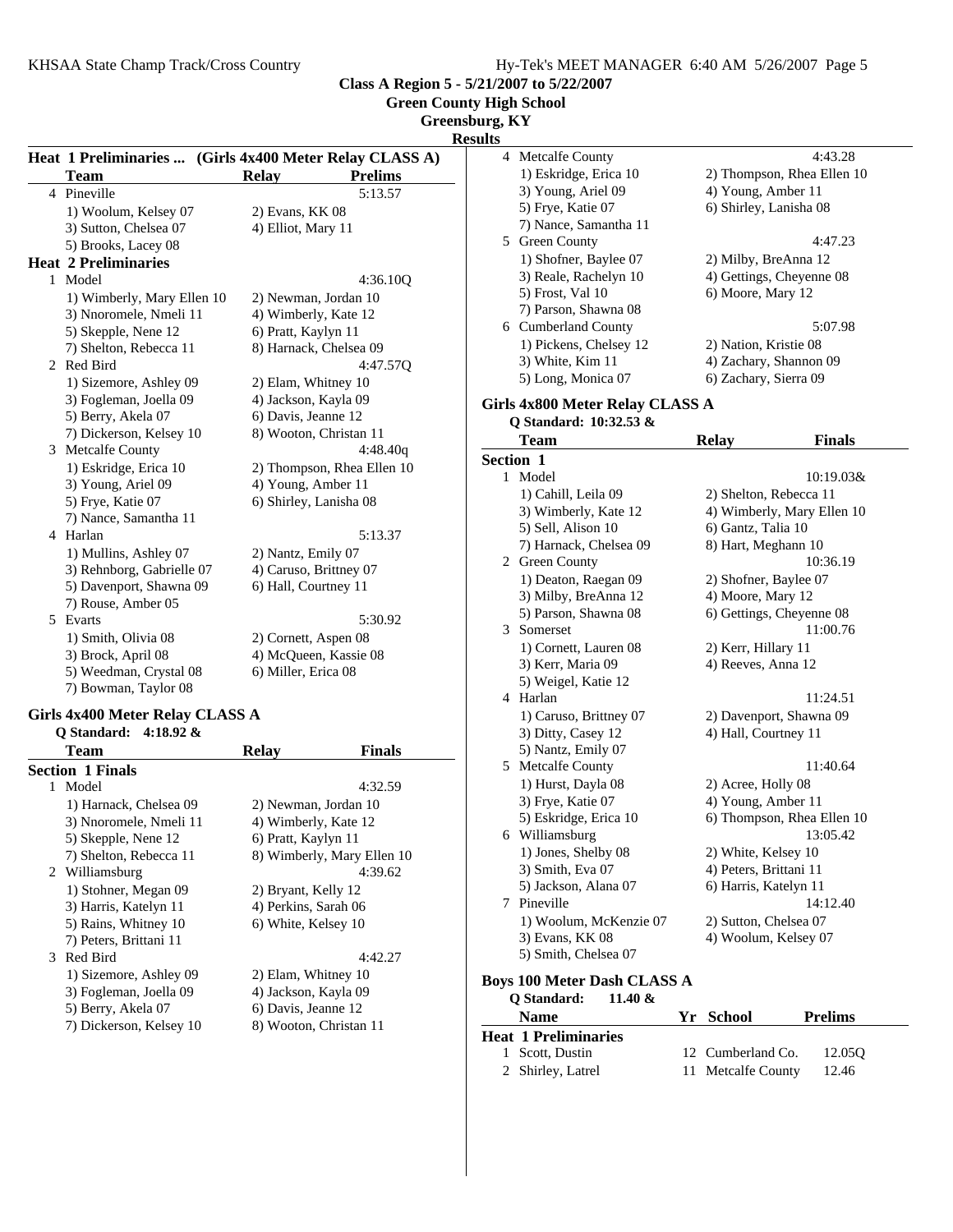**Class A Region 5 - 5/21/2007 to 5/22/2007**
**Green County High School**
**Greensburg, KY**
**Results**

### Heat 1 Preliminaries ... (Girls 4x400 Meter Relay CLASS A)

| | Team | Relay | Prelims |
|---|---|---|---|
| 4 | Pineville | | 5:13.57 |
| | 1) Woolum, Kelsey 07 | 2) Evans, KK 08 | |
| | 3) Sutton, Chelsea 07 | 4) Elliot, Mary 11 | |
| | 5) Brooks, Lacey 08 | | |

**Heat 2 Preliminaries**

| | Team | Relay | Prelims |
|---|---|---|---|
| 1 | Model | | 4:36.10Q |
| | 1) Wimberly, Mary Ellen 10 | 2) Newman, Jordan 10 | |
| | 3) Nnoromele, Nmeli 11 | 4) Wimberly, Kate 12 | |
| | 5) Skepple, Nene 12 | 6) Pratt, Kaylyn 11 | |
| | 7) Shelton, Rebecca 11 | 8) Harnack, Chelsea 09 | |
| 2 | Red Bird | | 4:47.57Q |
| | 1) Sizemore, Ashley 09 | 2) Elam, Whitney 10 | |
| | 3) Fogleman, Joella 09 | 4) Jackson, Kayla 09 | |
| | 5) Berry, Akela 07 | 6) Davis, Jeanne 12 | |
| | 7) Dickerson, Kelsey 10 | 8) Wooton, Christan 11 | |
| 3 | Metcalfe County | | 4:48.40q |
| | 1) Eskridge, Erica 10 | 2) Thompson, Rhea Ellen 10 | |
| | 3) Young, Ariel 09 | 4) Young, Amber 11 | |
| | 5) Frye, Katie 07 | 6) Shirley, Lanisha 08 | |
| | 7) Nance, Samantha 11 | | |
| 4 | Harlan | | 5:13.37 |
| | 1) Mullins, Ashley 07 | 2) Nantz, Emily 07 | |
| | 3) Rehnborg, Gabrielle 07 | 4) Caruso, Brittney 07 | |
| | 5) Davenport, Shawna 09 | 6) Hall, Courtney 11 | |
| | 7) Rouse, Amber 05 | | |
| 5 | Evarts | | 5:30.92 |
| | 1) Smith, Olivia 08 | 2) Cornett, Aspen 08 | |
| | 3) Brock, April 08 | 4) McQueen, Kassie 08 | |
| | 5) Weedman, Crystal 08 | 6) Miller, Erica 08 | |
| | 7) Bowman, Taylor 08 | | |

### Girls 4x400 Meter Relay CLASS A

Q Standard: 4:18.92 &

**Section 1 Finals**

| | Team | Relay | Finals |
|---|---|---|---|
| 1 | Model | | 4:32.59 |
| | 1) Harnack, Chelsea 09 | 2) Newman, Jordan 10 | |
| | 3) Nnoromele, Nmeli 11 | 4) Wimberly, Kate 12 | |
| | 5) Skepple, Nene 12 | 6) Pratt, Kaylyn 11 | |
| | 7) Shelton, Rebecca 11 | 8) Wimberly, Mary Ellen 10 | |
| 2 | Williamsburg | | 4:39.62 |
| | 1) Stohner, Megan 09 | 2) Bryant, Kelly 12 | |
| | 3) Harris, Katelyn 11 | 4) Perkins, Sarah 06 | |
| | 5) Rains, Whitney 10 | 6) White, Kelsey 10 | |
| | 7) Peters, Brittani 11 | | |
| 3 | Red Bird | | 4:42.27 |
| | 1) Sizemore, Ashley 09 | 2) Elam, Whitney 10 | |
| | 3) Fogleman, Joella 09 | 4) Jackson, Kayla 09 | |
| | 5) Berry, Akela 07 | 6) Davis, Jeanne 12 | |
| | 7) Dickerson, Kelsey 10 | 8) Wooton, Christan 11 | |
| 4 | Metcalfe County | | 4:43.28 |
| | 1) Eskridge, Erica 10 | 2) Thompson, Rhea Ellen 10 | |
| | 3) Young, Ariel 09 | 4) Young, Amber 11 | |
| | 5) Frye, Katie 07 | 6) Shirley, Lanisha 08 | |
| | 7) Nance, Samantha 11 | | |
| 5 | Green County | | 4:47.23 |
| | 1) Shofner, Baylee 07 | 2) Milby, BreAnna 12 | |
| | 3) Reale, Rachelyn 10 | 4) Gettings, Cheyenne 08 | |
| | 5) Frost, Val 10 | 6) Moore, Mary 12 | |
| | 7) Parson, Shawna 08 | | |
| 6 | Cumberland County | | 5:07.98 |
| | 1) Pickens, Chelsey 12 | 2) Nation, Kristie 08 | |
| | 3) White, Kim 11 | 4) Zachary, Shannon 09 | |
| | 5) Long, Monica 07 | 6) Zachary, Sierra 09 | |

### Girls 4x800 Meter Relay CLASS A

Q Standard: 10:32.53 &

**Section 1**

| | Team | Relay | Finals |
|---|---|---|---|
| 1 | Model | | 10:19.03& |
| | 1) Cahill, Leila 09 | 2) Shelton, Rebecca 11 | |
| | 3) Wimberly, Kate 12 | 4) Wimberly, Mary Ellen 10 | |
| | 5) Sell, Alison 10 | 6) Gantz, Talia 10 | |
| | 7) Harnack, Chelsea 09 | 8) Hart, Meghann 10 | |
| 2 | Green County | | 10:36.19 |
| | 1) Deaton, Raegan 09 | 2) Shofner, Baylee 07 | |
| | 3) Milby, BreAnna 12 | 4) Moore, Mary 12 | |
| | 5) Parson, Shawna 08 | 6) Gettings, Cheyenne 08 | |
| 3 | Somerset | | 11:00.76 |
| | 1) Cornett, Lauren 08 | 2) Kerr, Hillary 11 | |
| | 3) Kerr, Maria 09 | 4) Reeves, Anna 12 | |
| | 5) Weigel, Katie 12 | | |
| 4 | Harlan | | 11:24.51 |
| | 1) Caruso, Brittney 07 | 2) Davenport, Shawna 09 | |
| | 3) Ditty, Casey 12 | 4) Hall, Courtney 11 | |
| | 5) Nantz, Emily 07 | | |
| 5 | Metcalfe County | | 11:40.64 |
| | 1) Hurst, Dayla 08 | 2) Acree, Holly 08 | |
| | 3) Frye, Katie 07 | 4) Young, Amber 11 | |
| | 5) Eskridge, Erica 10 | 6) Thompson, Rhea Ellen 10 | |
| 6 | Williamsburg | | 13:05.42 |
| | 1) Jones, Shelby 08 | 2) White, Kelsey 10 | |
| | 3) Smith, Eva 07 | 4) Peters, Brittani 11 | |
| | 5) Jackson, Alana 07 | 6) Harris, Katelyn 11 | |
| 7 | Pineville | | 14:12.40 |
| | 1) Woolum, McKenzie 07 | 2) Sutton, Chelsea 07 | |
| | 3) Evans, KK 08 | 4) Woolum, Kelsey 07 | |
| | 5) Smith, Chelsea 07 | | |

### Boys 100 Meter Dash CLASS A

Q Standard: 11.40 &

**Heat 1 Preliminaries**

| | Name | Yr | School | Prelims |
|---|---|---|---|---|
| 1 | Scott, Dustin | 12 | Cumberland Co. | 12.05Q |
| 2 | Shirley, Latrel | 11 | Metcalfe County | 12.46 |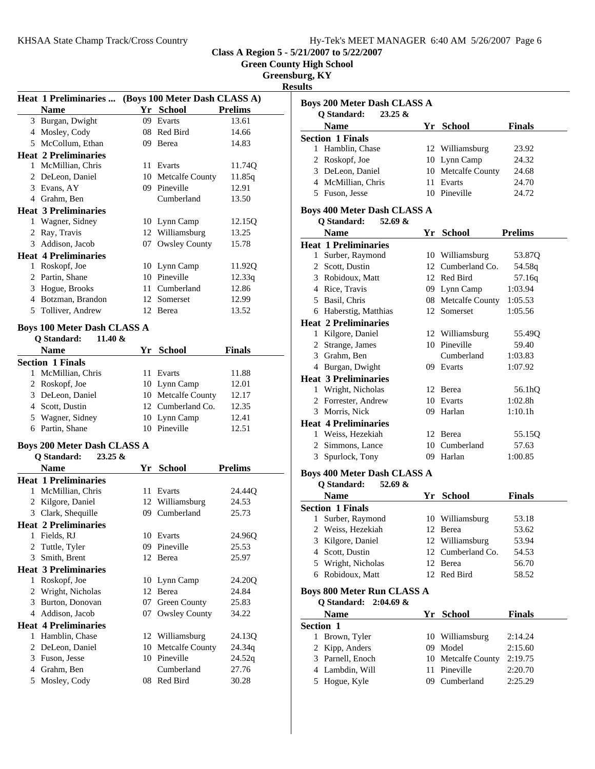KHSAA State Champ Track/Cross Country

**Class A Region 5 - 5/21/2007 to 5/22/2007**

**Green County High School**

**Greensburg, KY**

**Results**

### Heat 1 Preliminaries ... (Boys 100 Meter Dash CLASS A)

| | Name | Yr | School | Prelims |
|---|---|---|---|---|
| 3 | Burgan, Dwight | 09 | Evarts | 13.61 |
| 4 | Mosley, Cody | 08 | Red Bird | 14.66 |
| 5 | McCollum, Ethan | 09 | Berea | 14.83 |
| **Heat 2 Preliminaries** | | | | |
| 1 | McMillian, Chris | 11 | Evarts | 11.74Q |
| 2 | DeLeon, Daniel | 10 | Metcalfe County | 11.85q |
| 3 | Evans, AY | 09 | Pineville | 12.91 |
| 4 | Grahm, Ben | | Cumberland | 13.50 |
| **Heat 3 Preliminaries** | | | | |
| 1 | Wagner, Sidney | 10 | Lynn Camp | 12.15Q |
| 2 | Ray, Travis | 12 | Williamsburg | 13.25 |
| 3 | Addison, Jacob | 07 | Owsley County | 15.78 |
| **Heat 4 Preliminaries** | | | | |
| 1 | Roskopf, Joe | 10 | Lynn Camp | 11.92Q |
| 2 | Partin, Shane | 10 | Pineville | 12.33q |
| 3 | Hogue, Brooks | 11 | Cumberland | 12.86 |
| 4 | Botzman, Brandon | 12 | Somerset | 12.99 |
| 5 | Tolliver, Andrew | 12 | Berea | 13.52 |

### Boys 100 Meter Dash CLASS A

**Q Standard: 11.40 &**

| | Name | Yr | School | Finals |
|---|---|---|---|---|
| **Section 1 Finals** | | | | |
| 1 | McMillian, Chris | 11 | Evarts | 11.88 |
| 2 | Roskopf, Joe | 10 | Lynn Camp | 12.01 |
| 3 | DeLeon, Daniel | 10 | Metcalfe County | 12.17 |
| 4 | Scott, Dustin | 12 | Cumberland Co. | 12.35 |
| 5 | Wagner, Sidney | 10 | Lynn Camp | 12.41 |
| 6 | Partin, Shane | 10 | Pineville | 12.51 |

### Boys 200 Meter Dash CLASS A

**Q Standard: 23.25 &**

| | Name | Yr | School | Prelims |
|---|---|---|---|---|
| **Heat 1 Preliminaries** | | | | |
| 1 | McMillian, Chris | 11 | Evarts | 24.44Q |
| 2 | Kilgore, Daniel | 12 | Williamsburg | 24.53 |
| 3 | Clark, Shequille | 09 | Cumberland | 25.73 |
| **Heat 2 Preliminaries** | | | | |
| 1 | Fields, RJ | 10 | Evarts | 24.96Q |
| 2 | Tuttle, Tyler | 09 | Pineville | 25.53 |
| 3 | Smith, Brent | 12 | Berea | 25.97 |
| **Heat 3 Preliminaries** | | | | |
| 1 | Roskopf, Joe | 10 | Lynn Camp | 24.20Q |
| 2 | Wright, Nicholas | 12 | Berea | 24.84 |
| 3 | Burton, Donovan | 07 | Green County | 25.83 |
| 4 | Addison, Jacob | 07 | Owsley County | 34.22 |
| **Heat 4 Preliminaries** | | | | |
| 1 | Hamblin, Chase | 12 | Williamsburg | 24.13Q |
| 2 | DeLeon, Daniel | 10 | Metcalfe County | 24.34q |
| 3 | Fuson, Jesse | 10 | Pineville | 24.52q |
| 4 | Grahm, Ben | | Cumberland | 27.76 |
| 5 | Mosley, Cody | 08 | Red Bird | 30.28 |

### Boys 200 Meter Dash CLASS A

**Q Standard: 23.25 &**

| | Name | Yr | School | Finals |
|---|---|---|---|---|
| **Section 1 Finals** | | | | |
| 1 | Hamblin, Chase | 12 | Williamsburg | 23.92 |
| 2 | Roskopf, Joe | 10 | Lynn Camp | 24.32 |
| 3 | DeLeon, Daniel | 10 | Metcalfe County | 24.68 |
| 4 | McMillian, Chris | 11 | Evarts | 24.70 |
| 5 | Fuson, Jesse | 10 | Pineville | 24.72 |

### Boys 400 Meter Dash CLASS A

**Q Standard: 52.69 &**

| | Name | Yr | School | Prelims |
|---|---|---|---|---|
| **Heat 1 Preliminaries** | | | | |
| 1 | Surber, Raymond | 10 | Williamsburg | 53.87Q |
| 2 | Scott, Dustin | 12 | Cumberland Co. | 54.58q |
| 3 | Robidoux, Matt | 12 | Red Bird | 57.16q |
| 4 | Rice, Travis | 09 | Lynn Camp | 1:03.94 |
| 5 | Basil, Chris | 08 | Metcalfe County | 1:05.53 |
| 6 | Haberstig, Matthias | 12 | Somerset | 1:05.56 |
| **Heat 2 Preliminaries** | | | | |
| 1 | Kilgore, Daniel | 12 | Williamsburg | 55.49Q |
| 2 | Strange, James | 10 | Pineville | 59.40 |
| 3 | Grahm, Ben | | Cumberland | 1:03.83 |
| 4 | Burgan, Dwight | 09 | Evarts | 1:07.92 |
| **Heat 3 Preliminaries** | | | | |
| 1 | Wright, Nicholas | 12 | Berea | 56.1hQ |
| 2 | Forrester, Andrew | 10 | Evarts | 1:02.8h |
| 3 | Morris, Nick | 09 | Harlan | 1:10.1h |
| **Heat 4 Preliminaries** | | | | |
| 1 | Weiss, Hezekiah | 12 | Berea | 55.15Q |
| 2 | Simmons, Lance | 10 | Cumberland | 57.63 |
| 3 | Spurlock, Tony | 09 | Harlan | 1:00.85 |

### Boys 400 Meter Dash CLASS A

**Q Standard: 52.69 &**

| | Name | Yr | School | Finals |
|---|---|---|---|---|
| **Section 1 Finals** | | | | |
| 1 | Surber, Raymond | 10 | Williamsburg | 53.18 |
| 2 | Weiss, Hezekiah | 12 | Berea | 53.62 |
| 3 | Kilgore, Daniel | 12 | Williamsburg | 53.94 |
| 4 | Scott, Dustin | 12 | Cumberland Co. | 54.53 |
| 5 | Wright, Nicholas | 12 | Berea | 56.70 |
| 6 | Robidoux, Matt | 12 | Red Bird | 58.52 |

### Boys 800 Meter Run CLASS A

**Q Standard: 2:04.69 &**

| | Name | Yr | School | Finals |
|---|---|---|---|---|
| **Section 1** | | | | |
| 1 | Brown, Tyler | 10 | Williamsburg | 2:14.24 |
| 2 | Kipp, Anders | 09 | Model | 2:15.60 |
| 3 | Parnell, Enoch | 10 | Metcalfe County | 2:19.75 |
| 4 | Lambdin, Will | 11 | Pineville | 2:20.70 |
| 5 | Hogue, Kyle | 09 | Cumberland | 2:25.29 |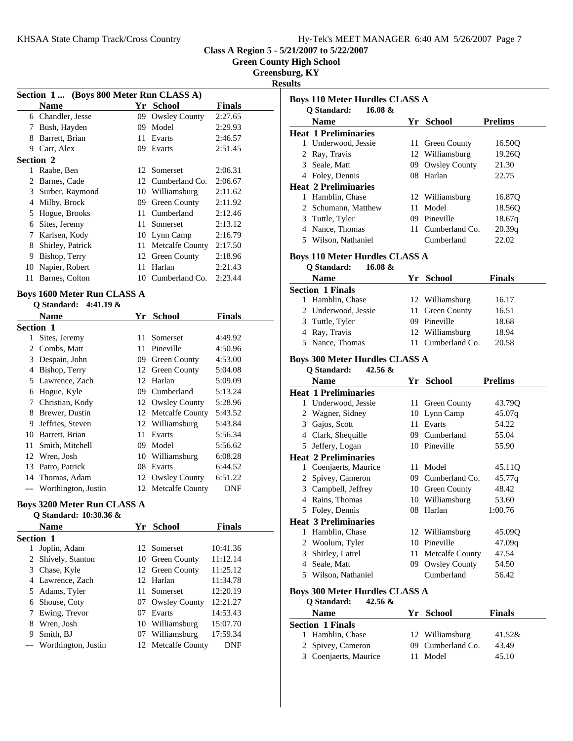**Class A Region 5 - 5/21/2007 to 5/22/2007**
**Green County High School**
**Greensburg, KY**
**Results**

### Section 1 ... (Boys 800 Meter Run CLASS A)

| | Name | Yr | School | Finals |
|---|---|---|---|---|
| 6 | Chandler, Jesse | 09 | Owsley County | 2:27.65 |
| 7 | Bush, Hayden | 09 | Model | 2:29.93 |
| 8 | Barrett, Brian | 11 | Evarts | 2:46.57 |
| 9 | Carr, Alex | 09 | Evarts | 2:51.45 |
| **Section 2** | | | | |
| 1 | Raabe, Ben | 12 | Somerset | 2:06.31 |
| 2 | Barnes, Cade | 12 | Cumberland Co. | 2:06.67 |
| 3 | Surber, Raymond | 10 | Williamsburg | 2:11.62 |
| 4 | Milby, Brock | 09 | Green County | 2:11.92 |
| 5 | Hogue, Brooks | 11 | Cumberland | 2:12.46 |
| 6 | Sites, Jeremy | 11 | Somerset | 2:13.12 |
| 7 | Karlsen, Kody | 10 | Lynn Camp | 2:16.79 |
| 8 | Shirley, Patrick | 11 | Metcalfe County | 2:17.50 |
| 9 | Bishop, Terry | 12 | Green County | 2:18.96 |
| 10 | Napier, Robert | 11 | Harlan | 2:21.43 |
| 11 | Barnes, Colton | 10 | Cumberland Co. | 2:23.44 |

### Boys 1600 Meter Run CLASS A

Q Standard: 4:41.19 &

| | Name | Yr | School | Finals |
|---|---|---|---|---|
| **Section 1** | | | | |
| 1 | Sites, Jeremy | 11 | Somerset | 4:49.92 |
| 2 | Combs, Matt | 11 | Pineville | 4:50.96 |
| 3 | Despain, John | 09 | Green County | 4:53.00 |
| 4 | Bishop, Terry | 12 | Green County | 5:04.08 |
| 5 | Lawrence, Zach | 12 | Harlan | 5:09.09 |
| 6 | Hogue, Kyle | 09 | Cumberland | 5:13.24 |
| 7 | Christian, Kody | 12 | Owsley County | 5:28.96 |
| 8 | Brewer, Dustin | 12 | Metcalfe County | 5:43.52 |
| 9 | Jeffries, Steven | 12 | Williamsburg | 5:43.84 |
| 10 | Barrett, Brian | 11 | Evarts | 5:56.34 |
| 11 | Smith, Mitchell | 09 | Model | 5:56.62 |
| 12 | Wren, Josh | 10 | Williamsburg | 6:08.28 |
| 13 | Patro, Patrick | 08 | Evarts | 6:44.52 |
| 14 | Thomas, Adam | 12 | Owsley County | 6:51.22 |
| --- | Worthington, Justin | 12 | Metcalfe County | DNF |

### Boys 3200 Meter Run CLASS A

Q Standard: 10:30.36 &

| | Name | Yr | School | Finals |
|---|---|---|---|---|
| **Section 1** | | | | |
| 1 | Joplin, Adam | 12 | Somerset | 10:41.36 |
| 2 | Shively, Stanton | 10 | Green County | 11:12.14 |
| 3 | Chase, Kyle | 12 | Green County | 11:25.12 |
| 4 | Lawrence, Zach | 12 | Harlan | 11:34.78 |
| 5 | Adams, Tyler | 11 | Somerset | 12:20.19 |
| 6 | Shouse, Coty | 07 | Owsley County | 12:21.27 |
| 7 | Ewing, Trevor | 07 | Evarts | 14:53.43 |
| 8 | Wren, Josh | 10 | Williamsburg | 15:07.70 |
| 9 | Smith, BJ | 07 | Williamsburg | 17:59.34 |
| --- | Worthington, Justin | 12 | Metcalfe County | DNF |

### Boys 110 Meter Hurdles CLASS A

Q Standard: 16.08 &

| | Name | Yr | School | Prelims |
|---|---|---|---|---|
| **Heat 1 Preliminaries** | | | | |
| 1 | Underwood, Jessie | 11 | Green County | 16.50Q |
| 2 | Ray, Travis | 12 | Williamsburg | 19.26Q |
| 3 | Seale, Matt | 09 | Owsley County | 21.30 |
| 4 | Foley, Dennis | 08 | Harlan | 22.75 |
| **Heat 2 Preliminaries** | | | | |
| 1 | Hamblin, Chase | 12 | Williamsburg | 16.87Q |
| 2 | Schumann, Matthew | 11 | Model | 18.56Q |
| 3 | Tuttle, Tyler | 09 | Pineville | 18.67q |
| 4 | Nance, Thomas | 11 | Cumberland Co. | 20.39q |
| 5 | Wilson, Nathaniel | | Cumberland | 22.02 |

### Boys 110 Meter Hurdles CLASS A

Q Standard: 16.08 &

| | Name | Yr | School | Finals |
|---|---|---|---|---|
| **Section 1 Finals** | | | | |
| 1 | Hamblin, Chase | 12 | Williamsburg | 16.17 |
| 2 | Underwood, Jessie | 11 | Green County | 16.51 |
| 3 | Tuttle, Tyler | 09 | Pineville | 18.68 |
| 4 | Ray, Travis | 12 | Williamsburg | 18.94 |
| 5 | Nance, Thomas | 11 | Cumberland Co. | 20.58 |

### Boys 300 Meter Hurdles CLASS A

Q Standard: 42.56 &

| | Name | Yr | School | Prelims |
|---|---|---|---|---|
| **Heat 1 Preliminaries** | | | | |
| 1 | Underwood, Jessie | 11 | Green County | 43.79Q |
| 2 | Wagner, Sidney | 10 | Lynn Camp | 45.07q |
| 3 | Gajos, Scott | 11 | Evarts | 54.22 |
| 4 | Clark, Shequille | 09 | Cumberland | 55.04 |
| 5 | Jeffery, Logan | 10 | Pineville | 55.90 |
| **Heat 2 Preliminaries** | | | | |
| 1 | Coenjaerts, Maurice | 11 | Model | 45.11Q |
| 2 | Spivey, Cameron | 09 | Cumberland Co. | 45.77q |
| 3 | Campbell, Jeffrey | 10 | Green County | 48.42 |
| 4 | Rains, Thomas | 10 | Williamsburg | 53.60 |
| 5 | Foley, Dennis | 08 | Harlan | 1:00.76 |
| **Heat 3 Preliminaries** | | | | |
| 1 | Hamblin, Chase | 12 | Williamsburg | 45.09Q |
| 2 | Woolum, Tyler | 10 | Pineville | 47.09q |
| 3 | Shirley, Latrel | 11 | Metcalfe County | 47.54 |
| 4 | Seale, Matt | 09 | Owsley County | 54.50 |
| 5 | Wilson, Nathaniel | | Cumberland | 56.42 |

### Boys 300 Meter Hurdles CLASS A

Q Standard: 42.56 &

| | Name | Yr | School | Finals |
|---|---|---|---|---|
| **Section 1 Finals** | | | | |
| 1 | Hamblin, Chase | 12 | Williamsburg | 41.52& |
| 2 | Spivey, Cameron | 09 | Cumberland Co. | 43.49 |
| 3 | Coenjaerts, Maurice | 11 | Model | 45.10 |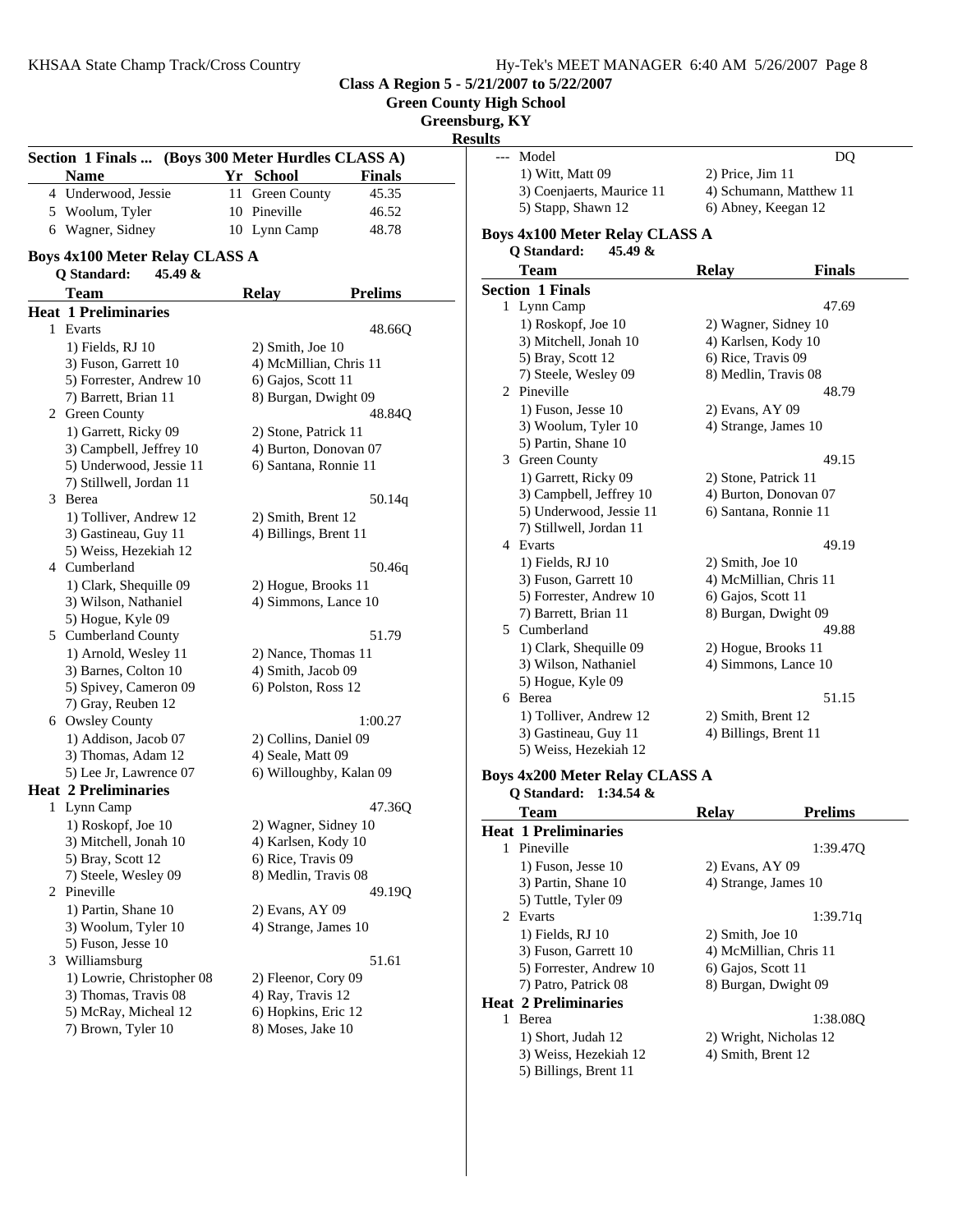**Class A Region 5 - 5/21/2007 to 5/22/2007**

**Green County High School**

**Greensburg, KY**

**Results**

### Section 1 Finals ... (Boys 300 Meter Hurdles CLASS A)

| | Name | Yr | School | Finals |
|---|---|---|---|---|
| 4 | Underwood, Jessie | 11 | Green County | 45.35 |
| 5 | Woolum, Tyler | 10 | Pineville | 46.52 |
| 6 | Wagner, Sidney | 10 | Lynn Camp | 48.78 |

### Boys 4x100 Meter Relay CLASS A

Q Standard: 45.49 &

| | Team | Relay | Prelims |
|---|---|---|---|
| **Heat 1 Preliminaries** | | | |
| 1 | Evarts | | 48.66Q |
| | 1) Fields, RJ 10 | 2) Smith, Joe 10 | |
| | 3) Fuson, Garrett 10 | 4) McMillian, Chris 11 | |
| | 5) Forrester, Andrew 10 | 6) Gajos, Scott 11 | |
| | 7) Barrett, Brian 11 | 8) Burgan, Dwight 09 | |
| 2 | Green County | | 48.84Q |
| | 1) Garrett, Ricky 09 | 2) Stone, Patrick 11 | |
| | 3) Campbell, Jeffrey 10 | 4) Burton, Donovan 07 | |
| | 5) Underwood, Jessie 11 | 6) Santana, Ronnie 11 | |
| | 7) Stillwell, Jordan 11 | | |
| 3 | Berea | | 50.14q |
| | 1) Tolliver, Andrew 12 | 2) Smith, Brent 12 | |
| | 3) Gastineau, Guy 11 | 4) Billings, Brent 11 | |
| | 5) Weiss, Hezekiah 12 | | |
| 4 | Cumberland | | 50.46q |
| | 1) Clark, Shequille 09 | 2) Hogue, Brooks 11 | |
| | 3) Wilson, Nathaniel | 4) Simmons, Lance 10 | |
| | 5) Hogue, Kyle 09 | | |
| 5 | Cumberland County | | 51.79 |
| | 1) Arnold, Wesley 11 | 2) Nance, Thomas 11 | |
| | 3) Barnes, Colton 10 | 4) Smith, Jacob 09 | |
| | 5) Spivey, Cameron 09 | 6) Polston, Ross 12 | |
| | 7) Gray, Reuben 12 | | |
| 6 | Owsley County | | 1:00.27 |
| | 1) Addison, Jacob 07 | 2) Collins, Daniel 09 | |
| | 3) Thomas, Adam 12 | 4) Seale, Matt 09 | |
| | 5) Lee Jr, Lawrence 07 | 6) Willoughby, Kalan 09 | |
| **Heat 2 Preliminaries** | | | |
| 1 | Lynn Camp | | 47.36Q |
| | 1) Roskopf, Joe 10 | 2) Wagner, Sidney 10 | |
| | 3) Mitchell, Jonah 10 | 4) Karlsen, Kody 10 | |
| | 5) Bray, Scott 12 | 6) Rice, Travis 09 | |
| | 7) Steele, Wesley 09 | 8) Medlin, Travis 08 | |
| 2 | Pineville | | 49.19Q |
| | 1) Partin, Shane 10 | 2) Evans, AY 09 | |
| | 3) Woolum, Tyler 10 | 4) Strange, James 10 | |
| | 5) Fuson, Jesse 10 | | |
| 3 | Williamsburg | | 51.61 |
| | 1) Lowrie, Christopher 08 | 2) Fleenor, Cory 09 | |
| | 3) Thomas, Travis 08 | 4) Ray, Travis 12 | |
| | 5) McRay, Micheal 12 | 6) Hopkins, Eric 12 | |
| | 7) Brown, Tyler 10 | 8) Moses, Jake 10 | |
| --- | Model | | DQ |
| | 1) Witt, Matt 09 | 2) Price, Jim 11 | |
| | 3) Coenjaerts, Maurice 11 | 4) Schumann, Matthew 11 | |
| | 5) Stapp, Shawn 12 | 6) Abney, Keegan 12 | |

### Boys 4x100 Meter Relay CLASS A

Q Standard: 45.49 &

| | Team | Relay | Finals |
|---|---|---|---|
| **Section 1 Finals** | | | |
| 1 | Lynn Camp | | 47.69 |
| | 1) Roskopf, Joe 10 | 2) Wagner, Sidney 10 | |
| | 3) Mitchell, Jonah 10 | 4) Karlsen, Kody 10 | |
| | 5) Bray, Scott 12 | 6) Rice, Travis 09 | |
| | 7) Steele, Wesley 09 | 8) Medlin, Travis 08 | |
| 2 | Pineville | | 48.79 |
| | 1) Fuson, Jesse 10 | 2) Evans, AY 09 | |
| | 3) Woolum, Tyler 10 | 4) Strange, James 10 | |
| | 5) Partin, Shane 10 | | |
| 3 | Green County | | 49.15 |
| | 1) Garrett, Ricky 09 | 2) Stone, Patrick 11 | |
| | 3) Campbell, Jeffrey 10 | 4) Burton, Donovan 07 | |
| | 5) Underwood, Jessie 11 | 6) Santana, Ronnie 11 | |
| | 7) Stillwell, Jordan 11 | | |
| 4 | Evarts | | 49.19 |
| | 1) Fields, RJ 10 | 2) Smith, Joe 10 | |
| | 3) Fuson, Garrett 10 | 4) McMillian, Chris 11 | |
| | 5) Forrester, Andrew 10 | 6) Gajos, Scott 11 | |
| | 7) Barrett, Brian 11 | 8) Burgan, Dwight 09 | |
| 5 | Cumberland | | 49.88 |
| | 1) Clark, Shequille 09 | 2) Hogue, Brooks 11 | |
| | 3) Wilson, Nathaniel | 4) Simmons, Lance 10 | |
| | 5) Hogue, Kyle 09 | | |
| 6 | Berea | | 51.15 |
| | 1) Tolliver, Andrew 12 | 2) Smith, Brent 12 | |
| | 3) Gastineau, Guy 11 | 4) Billings, Brent 11 | |
| | 5) Weiss, Hezekiah 12 | | |

### Boys 4x200 Meter Relay CLASS A

Q Standard: 1:34.54 &

| | Team | Relay | Prelims |
|---|---|---|---|
| **Heat 1 Preliminaries** | | | |
| 1 | Pineville | | 1:39.47Q |
| | 1) Fuson, Jesse 10 | 2) Evans, AY 09 | |
| | 3) Partin, Shane 10 | 4) Strange, James 10 | |
| | 5) Tuttle, Tyler 09 | | |
| 2 | Evarts | | 1:39.71q |
| | 1) Fields, RJ 10 | 2) Smith, Joe 10 | |
| | 3) Fuson, Garrett 10 | 4) McMillian, Chris 11 | |
| | 5) Forrester, Andrew 10 | 6) Gajos, Scott 11 | |
| | 7) Patro, Patrick 08 | 8) Burgan, Dwight 09 | |
| **Heat 2 Preliminaries** | | | |
| 1 | Berea | | 1:38.08Q |
| | 1) Short, Judah 12 | 2) Wright, Nicholas 12 | |
| | 3) Weiss, Hezekiah 12 | 4) Smith, Brent 12 | |
| | 5) Billings, Brent 11 | | |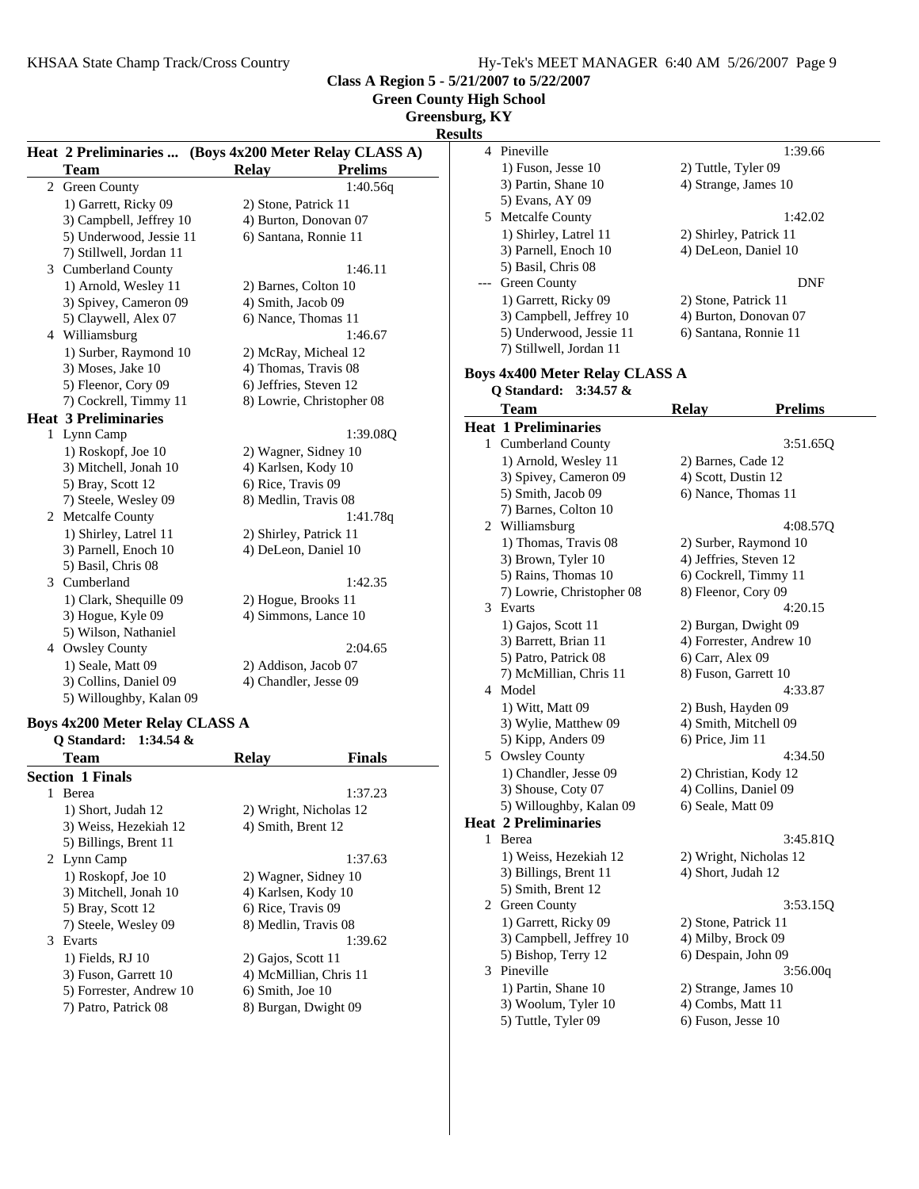**Class A Region 5 - 5/21/2007 to 5/22/2007**

**Green County High School**

**Greensburg, KY**

**Results**

### Heat 2 Preliminaries ... (Boys 4x200 Meter Relay CLASS A)

| | Team | Relay | Prelims |
|---|---|---|---|
| 2 | Green County | | 1:40.56q |
| | 1) Garrett, Ricky 09 | 2) Stone, Patrick 11 | |
| | 3) Campbell, Jeffrey 10 | 4) Burton, Donovan 07 | |
| | 5) Underwood, Jessie 11 | 6) Santana, Ronnie 11 | |
| | 7) Stillwell, Jordan 11 | | |
| 3 | Cumberland County | | 1:46.11 |
| | 1) Arnold, Wesley 11 | 2) Barnes, Colton 10 | |
| | 3) Spivey, Cameron 09 | 4) Smith, Jacob 09 | |
| | 5) Claywell, Alex 07 | 6) Nance, Thomas 11 | |
| 4 | Williamsburg | | 1:46.67 |
| | 1) Surber, Raymond 10 | 2) McRay, Micheal 12 | |
| | 3) Moses, Jake 10 | 4) Thomas, Travis 08 | |
| | 5) Fleenor, Cory 09 | 6) Jeffries, Steven 12 | |
| | 7) Cockrell, Timmy 11 | 8) Lowrie, Christopher 08 | |

### Heat 3 Preliminaries

| | Team | Relay | Prelims |
|---|---|---|---|
| 1 | Lynn Camp | | 1:39.08Q |
| | 1) Roskopf, Joe 10 | 2) Wagner, Sidney 10 | |
| | 3) Mitchell, Jonah 10 | 4) Karlsen, Kody 10 | |
| | 5) Bray, Scott 12 | 6) Rice, Travis 09 | |
| | 7) Steele, Wesley 09 | 8) Medlin, Travis 08 | |
| 2 | Metcalfe County | | 1:41.78q |
| | 1) Shirley, Latrel 11 | 2) Shirley, Patrick 11 | |
| | 3) Parnell, Enoch 10 | 4) DeLeon, Daniel 10 | |
| | 5) Basil, Chris 08 | | |
| 3 | Cumberland | | 1:42.35 |
| | 1) Clark, Shequille 09 | 2) Hogue, Brooks 11 | |
| | 3) Hogue, Kyle 09 | 4) Simmons, Lance 10 | |
| | 5) Wilson, Nathaniel | | |
| 4 | Owsley County | | 2:04.65 |
| | 1) Seale, Matt 09 | 2) Addison, Jacob 07 | |
| | 3) Collins, Daniel 09 | 4) Chandler, Jesse 09 | |
| | 5) Willoughby, Kalan 09 | | |

## Boys 4x200 Meter Relay CLASS A

**Q Standard: 1:34.54 &**

### Section 1 Finals

| | Team | Relay | Finals |
|---|---|---|---|
| 1 | Berea | | 1:37.23 |
| | 1) Short, Judah 12 | 2) Wright, Nicholas 12 | |
| | 3) Weiss, Hezekiah 12 | 4) Smith, Brent 12 | |
| | 5) Billings, Brent 11 | | |
| 2 | Lynn Camp | | 1:37.63 |
| | 1) Roskopf, Joe 10 | 2) Wagner, Sidney 10 | |
| | 3) Mitchell, Jonah 10 | 4) Karlsen, Kody 10 | |
| | 5) Bray, Scott 12 | 6) Rice, Travis 09 | |
| | 7) Steele, Wesley 09 | 8) Medlin, Travis 08 | |
| 3 | Evarts | | 1:39.62 |
| | 1) Fields, RJ 10 | 2) Gajos, Scott 11 | |
| | 3) Fuson, Garrett 10 | 4) McMillian, Chris 11 | |
| | 5) Forrester, Andrew 10 | 6) Smith, Joe 10 | |
| | 7) Patro, Patrick 08 | 8) Burgan, Dwight 09 | |
| 4 | Pineville | | 1:39.66 |
| | 1) Fuson, Jesse 10 | 2) Tuttle, Tyler 09 | |
| | 3) Partin, Shane 10 | 4) Strange, James 10 | |
| | 5) Evans, AY 09 | | |
| 5 | Metcalfe County | | 1:42.02 |
| | 1) Shirley, Latrel 11 | 2) Shirley, Patrick 11 | |
| | 3) Parnell, Enoch 10 | 4) DeLeon, Daniel 10 | |
| | 5) Basil, Chris 08 | | |
| --- | Green County | | DNF |
| | 1) Garrett, Ricky 09 | 2) Stone, Patrick 11 | |
| | 3) Campbell, Jeffrey 10 | 4) Burton, Donovan 07 | |
| | 5) Underwood, Jessie 11 | 6) Santana, Ronnie 11 | |
| | 7) Stillwell, Jordan 11 | | |

## Boys 4x400 Meter Relay CLASS A

**Q Standard: 3:34.57 &**

### Heat 1 Preliminaries

| | Team | Relay | Prelims |
|---|---|---|---|
| 1 | Cumberland County | | 3:51.65Q |
| | 1) Arnold, Wesley 11 | 2) Barnes, Cade 12 | |
| | 3) Spivey, Cameron 09 | 4) Scott, Dustin 12 | |
| | 5) Smith, Jacob 09 | 6) Nance, Thomas 11 | |
| | 7) Barnes, Colton 10 | | |
| 2 | Williamsburg | | 4:08.57Q |
| | 1) Thomas, Travis 08 | 2) Surber, Raymond 10 | |
| | 3) Brown, Tyler 10 | 4) Jeffries, Steven 12 | |
| | 5) Rains, Thomas 10 | 6) Cockrell, Timmy 11 | |
| | 7) Lowrie, Christopher 08 | 8) Fleenor, Cory 09 | |
| 3 | Evarts | | 4:20.15 |
| | 1) Gajos, Scott 11 | 2) Burgan, Dwight 09 | |
| | 3) Barrett, Brian 11 | 4) Forrester, Andrew 10 | |
| | 5) Patro, Patrick 08 | 6) Carr, Alex 09 | |
| | 7) McMillian, Chris 11 | 8) Fuson, Garrett 10 | |
| 4 | Model | | 4:33.87 |
| | 1) Witt, Matt 09 | 2) Bush, Hayden 09 | |
| | 3) Wylie, Matthew 09 | 4) Smith, Mitchell 09 | |
| | 5) Kipp, Anders 09 | 6) Price, Jim 11 | |
| 5 | Owsley County | | 4:34.50 |
| | 1) Chandler, Jesse 09 | 2) Christian, Kody 12 | |
| | 3) Shouse, Coty 07 | 4) Collins, Daniel 09 | |
| | 5) Willoughby, Kalan 09 | 6) Seale, Matt 09 | |

### Heat 2 Preliminaries

| | Team | Relay | Prelims |
|---|---|---|---|
| 1 | Berea | | 3:45.81Q |
| | 1) Weiss, Hezekiah 12 | 2) Wright, Nicholas 12 | |
| | 3) Billings, Brent 11 | 4) Short, Judah 12 | |
| | 5) Smith, Brent 12 | | |
| 2 | Green County | | 3:53.15Q |
| | 1) Garrett, Ricky 09 | 2) Stone, Patrick 11 | |
| | 3) Campbell, Jeffrey 10 | 4) Milby, Brock 09 | |
| | 5) Bishop, Terry 12 | 6) Despain, John 09 | |
| 3 | Pineville | | 3:56.00q |
| | 1) Partin, Shane 10 | 2) Strange, James 10 | |
| | 3) Woolum, Tyler 10 | 4) Combs, Matt 11 | |
| | 5) Tuttle, Tyler 09 | 6) Fuson, Jesse 10 | |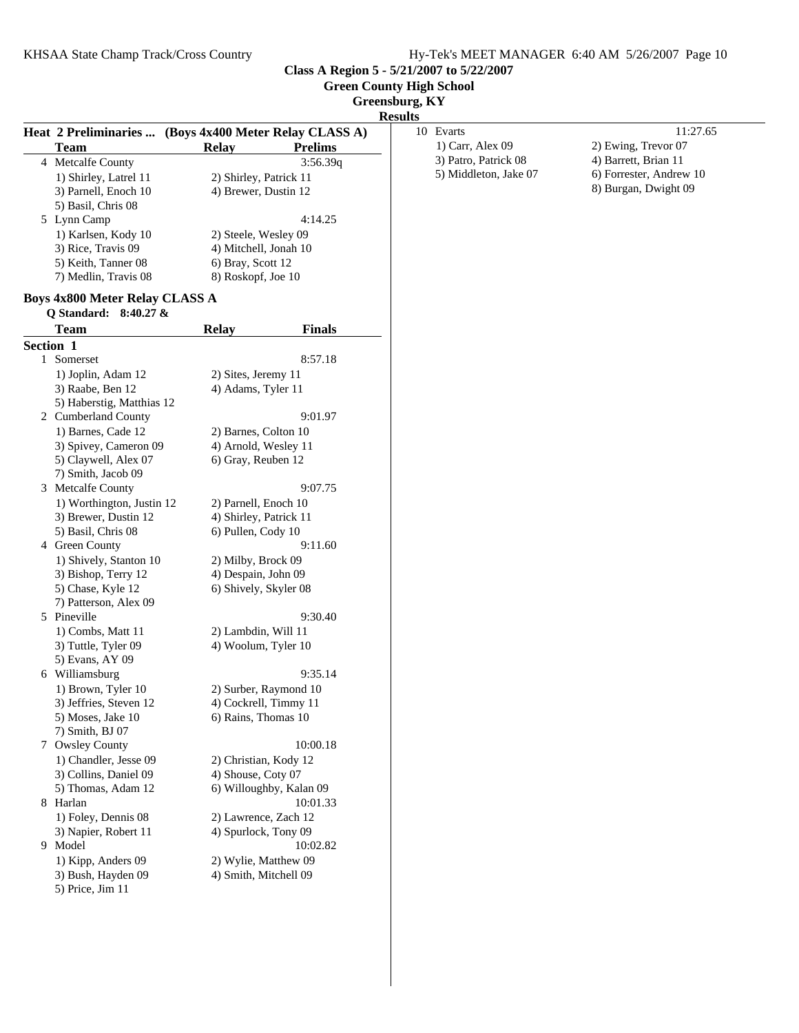**Class A Region 5 - 5/21/2007 to 5/22/2007**

**Green County High School**

**Greensburg, KY**

**Results**

**Heat 2 Preliminaries ... (Boys 4x400 Meter Relay CLASS A)**

| Team | Relay | Prelims |
|---|---|---|
| 4 Metcalfe County | | 3:56.39q |
| 1) Shirley, Latrel 11 | 2) Shirley, Patrick 11 | |
| 3) Parnell, Enoch 10 | 4) Brewer, Dustin 12 | |
| 5) Basil, Chris 08 | | |
| 5 Lynn Camp | | 4:14.25 |
| 1) Karlsen, Kody 10 | 2) Steele, Wesley 09 | |
| 3) Rice, Travis 09 | 4) Mitchell, Jonah 10 | |
| 5) Keith, Tanner 08 | 6) Bray, Scott 12 | |
| 7) Medlin, Travis 08 | 8) Roskopf, Joe 10 | |

**Boys 4x800 Meter Relay CLASS A**

**Q Standard: 8:40.27 &**

| Team | Relay | Finals |
|---|---|---|
| **Section 1** | | |
| 1 Somerset | | 8:57.18 |
| 1) Joplin, Adam 12 | 2) Sites, Jeremy 11 | |
| 3) Raabe, Ben 12 | 4) Adams, Tyler 11 | |
| 5) Haberstig, Matthias 12 | | |
| 2 Cumberland County | | 9:01.97 |
| 1) Barnes, Cade 12 | 2) Barnes, Colton 10 | |
| 3) Spivey, Cameron 09 | 4) Arnold, Wesley 11 | |
| 5) Claywell, Alex 07 | 6) Gray, Reuben 12 | |
| 7) Smith, Jacob 09 | | |
| 3 Metcalfe County | | 9:07.75 |
| 1) Worthington, Justin 12 | 2) Parnell, Enoch 10 | |
| 3) Brewer, Dustin 12 | 4) Shirley, Patrick 11 | |
| 5) Basil, Chris 08 | 6) Pullen, Cody 10 | |
| 4 Green County | | 9:11.60 |
| 1) Shively, Stanton 10 | 2) Milby, Brock 09 | |
| 3) Bishop, Terry 12 | 4) Despain, John 09 | |
| 5) Chase, Kyle 12 | 6) Shively, Skyler 08 | |
| 7) Patterson, Alex 09 | | |
| 5 Pineville | | 9:30.40 |
| 1) Combs, Matt 11 | 2) Lambdin, Will 11 | |
| 3) Tuttle, Tyler 09 | 4) Woolum, Tyler 10 | |
| 5) Evans, AY 09 | | |
| 6 Williamsburg | | 9:35.14 |
| 1) Brown, Tyler 10 | 2) Surber, Raymond 10 | |
| 3) Jeffries, Steven 12 | 4) Cockrell, Timmy 11 | |
| 5) Moses, Jake 10 | 6) Rains, Thomas 10 | |
| 7) Smith, BJ 07 | | |
| 7 Owsley County | | 10:00.18 |
| 1) Chandler, Jesse 09 | 2) Christian, Kody 12 | |
| 3) Collins, Daniel 09 | 4) Shouse, Coty 07 | |
| 5) Thomas, Adam 12 | 6) Willoughby, Kalan 09 | |
| 8 Harlan | | 10:01.33 |
| 1) Foley, Dennis 08 | 2) Lawrence, Zach 12 | |
| 3) Napier, Robert 11 | 4) Spurlock, Tony 09 | |
| 9 Model | | 10:02.82 |
| 1) Kipp, Anders 09 | 2) Wylie, Matthew 09 | |
| 3) Bush, Hayden 09 | 4) Smith, Mitchell 09 | |
| 5) Price, Jim 11 | | |
| 10 Evarts | | 11:27.65 |
| 1) Carr, Alex 09 | 2) Ewing, Trevor 07 | |
| 3) Patro, Patrick 08 | 4) Barrett, Brian 11 | |
| 5) Middleton, Jake 07 | 6) Forrester, Andrew 10 | |
| | 8) Burgan, Dwight 09 | |